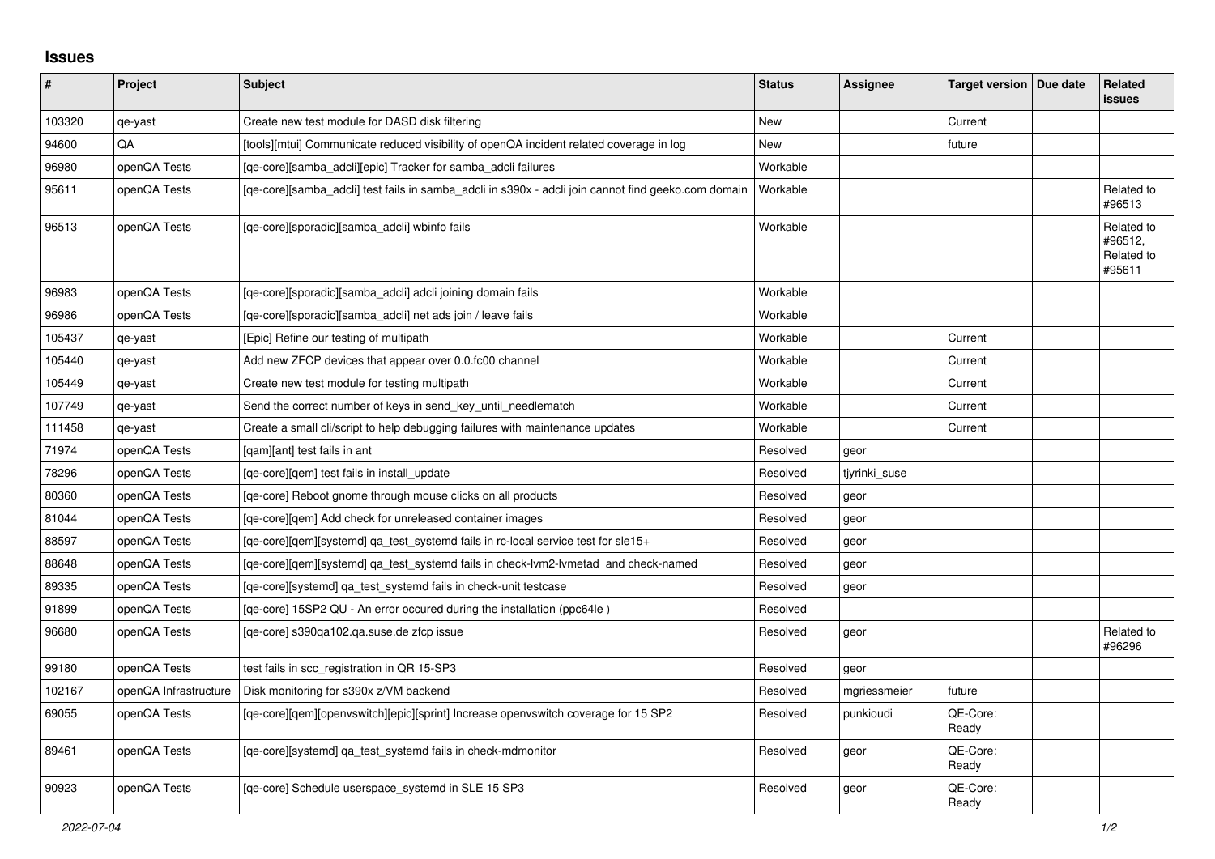# Issues

| # | Project | Subject | Status | Assignee | Target version | Due date | Related issues |
|---|---|---|---|---|---|---|---|
| 103320 | qe-yast | Create new test module for DASD disk filtering | New | | Current | | |
| 94600 | QA | [tools][mtui] Communicate reduced visibility of openQA incident related coverage in log | New | | future | | |
| 96980 | openQA Tests | [qe-core][samba_adcli][epic] Tracker for samba_adcli failures | Workable | | | | |
| 95611 | openQA Tests | [qe-core][samba_adcli] test fails in samba_adcli in s390x - adcli join cannot find geeko.com domain | Workable | | | | Related to #96513 |
| 96513 | openQA Tests | [qe-core][sporadic][samba_adcli] wbinfo fails | Workable | | | | Related to #96512, Related to #95611 |
| 96983 | openQA Tests | [qe-core][sporadic][samba_adcli] adcli joining domain fails | Workable | | | | |
| 96986 | openQA Tests | [qe-core][sporadic][samba_adcli] net ads join / leave fails | Workable | | | | |
| 105437 | qe-yast | [Epic] Refine our testing of multipath | Workable | | Current | | |
| 105440 | qe-yast | Add new ZFCP devices that appear over 0.0.fc00 channel | Workable | | Current | | |
| 105449 | qe-yast | Create new test module for testing multipath | Workable | | Current | | |
| 107749 | qe-yast | Send the correct number of keys in send_key_until_needlematch | Workable | | Current | | |
| 111458 | qe-yast | Create a small cli/script to help debugging failures with maintenance updates | Workable | | Current | | |
| 71974 | openQA Tests | [qam][ant] test fails in ant | Resolved | geor | | | |
| 78296 | openQA Tests | [qe-core][qem] test fails in install_update | Resolved | tjyrinki_suse | | | |
| 80360 | openQA Tests | [qe-core] Reboot gnome through mouse clicks on all products | Resolved | geor | | | |
| 81044 | openQA Tests | [qe-core][qem] Add check for unreleased container images | Resolved | geor | | | |
| 88597 | openQA Tests | [qe-core][qem][systemd] qa_test_systemd fails in rc-local service test for sle15+ | Resolved | geor | | | |
| 88648 | openQA Tests | [qe-core][qem][systemd] qa_test_systemd fails in check-lvm2-lvmetad and check-named | Resolved | geor | | | |
| 89335 | openQA Tests | [qe-core][systemd] qa_test_systemd fails in check-unit testcase | Resolved | geor | | | |
| 91899 | openQA Tests | [qe-core] 15SP2 QU - An error occured during the installation (ppc64le ) | Resolved | | | | |
| 96680 | openQA Tests | [qe-core] s390qa102.qa.suse.de zfcp issue | Resolved | geor | | | Related to #96296 |
| 99180 | openQA Tests | test fails in scc_registration in QR 15-SP3 | Resolved | geor | | | |
| 102167 | openQA Infrastructure | Disk monitoring for s390x z/VM backend | Resolved | mgriessmeier | future | | |
| 69055 | openQA Tests | [qe-core][qem][openvswitch][epic][sprint] Increase openvswitch coverage for 15 SP2 | Resolved | punkioudi | QE-Core: Ready | | |
| 89461 | openQA Tests | [qe-core][systemd] qa_test_systemd fails in check-mdmonitor | Resolved | geor | QE-Core: Ready | | |
| 90923 | openQA Tests | [qe-core] Schedule userspace_systemd in SLE 15 SP3 | Resolved | geor | QE-Core: Ready | | |

*2022-07-04*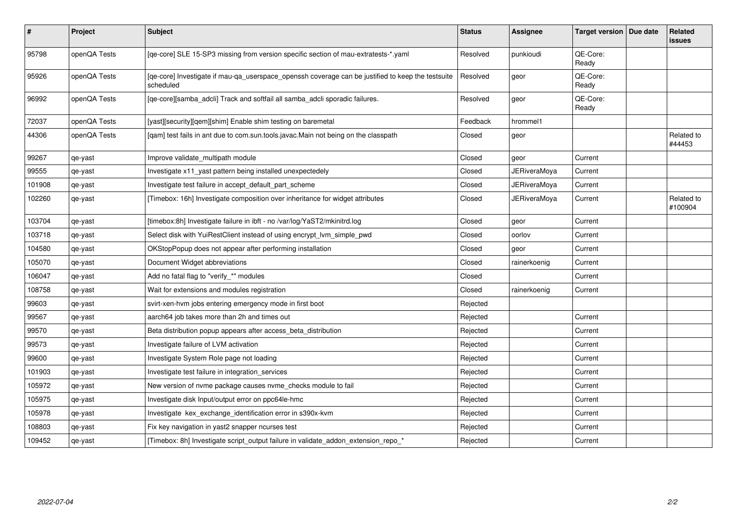| # | Project | Subject | Status | Assignee | Target version | Due date | Related issues |
|---|---|---|---|---|---|---|---|
| 95798 | openQA Tests | [qe-core] SLE 15-SP3 missing from version specific section of mau-extratests-*.yaml | Resolved | punkioudi | QE-Core: Ready | | |
| 95926 | openQA Tests | [qe-core] Investigate if mau-qa_userspace_openssh coverage can be justified to keep the testsuite scheduled | Resolved | geor | QE-Core: Ready | | |
| 96992 | openQA Tests | [qe-core][samba_adcli] Track and softfail all samba_adcli sporadic failures. | Resolved | geor | QE-Core: Ready | | |
| 72037 | openQA Tests | [yast][security][qem][shim] Enable shim testing on baremetal | Feedback | hrommel1 | | | |
| 44306 | openQA Tests | [qam] test fails in ant due to com.sun.tools.javac.Main not being on the classpath | Closed | geor | | | Related to #44453 |
| 99267 | qe-yast | Improve validate_multipath module | Closed | geor | Current | | |
| 99555 | qe-yast | Investigate x11_yast pattern being installed unexpectedely | Closed | JERiveraMoya | Current | | |
| 101908 | qe-yast | Investigate test failure in accept_default_part_scheme | Closed | JERiveraMoya | Current | | |
| 102260 | qe-yast | [Timebox: 16h] Investigate composition over inheritance for widget attributes | Closed | JERiveraMoya | Current | | Related to #100904 |
| 103704 | qe-yast | [timebox:8h] Investigate failure in ibft - no /var/log/YaST2/mkinitrd.log | Closed | geor | Current | | |
| 103718 | qe-yast | Select disk with YuiRestClient instead of using encrypt_lvm_simple_pwd | Closed | oorlov | Current | | |
| 104580 | qe-yast | OKStopPopup does not appear after performing installation | Closed | geor | Current | | |
| 105070 | qe-yast | Document Widget abbreviations | Closed | rainerkoenig | Current | | |
| 106047 | qe-yast | Add no fatal flag to "verify_*" modules | Closed | | Current | | |
| 108758 | qe-yast | Wait for extensions and modules registration | Closed | rainerkoenig | Current | | |
| 99603 | qe-yast | svirt-xen-hvm jobs entering emergency mode in first boot | Rejected | | | | |
| 99567 | qe-yast | aarch64 job takes more than 2h and times out | Rejected | | Current | | |
| 99570 | qe-yast | Beta distribution popup appears after access_beta_distribution | Rejected | | Current | | |
| 99573 | qe-yast | Investigate failure of LVM activation | Rejected | | Current | | |
| 99600 | qe-yast | Investigate System Role page not loading | Rejected | | Current | | |
| 101903 | qe-yast | Investigate test failure in integration_services | Rejected | | Current | | |
| 105972 | qe-yast | New version of nvme package causes nvme_checks module to fail | Rejected | | Current | | |
| 105975 | qe-yast | Investigate disk Input/output error on ppc64le-hmc | Rejected | | Current | | |
| 105978 | qe-yast | Investigate kex_exchange_identification error in s390x-kvm | Rejected | | Current | | |
| 108803 | qe-yast | Fix key navigation in yast2 snapper ncurses test | Rejected | | Current | | |
| 109452 | qe-yast | [Timebox: 8h] Investigate script_output failure in validate_addon_extension_repo_* | Rejected | | Current | | |